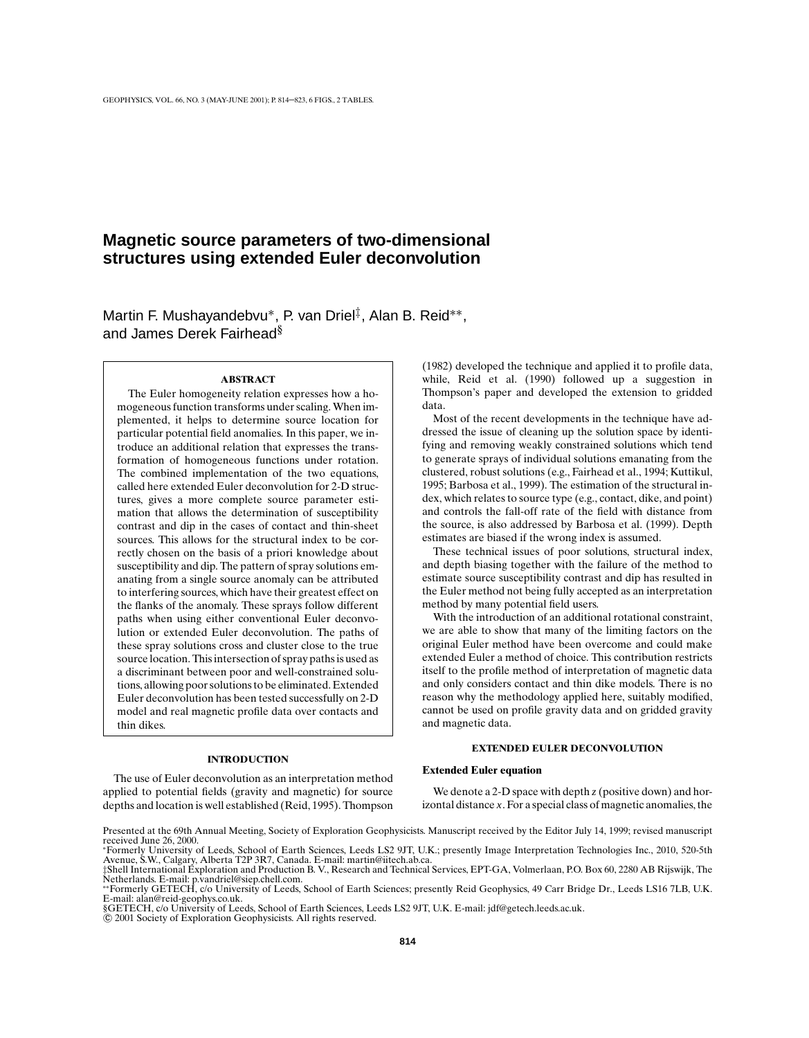# Magnetic source parameters of two-dimensional structures using extended Euler deconvolution

Martin F. Mushayandebvu*, P. van Driel‡, Alan B. Reid**, and James Derek Fairhead§

## ABSTRACT

The Euler homogeneity relation expresses how a homogeneous function transforms under scaling. When implemented, it helps to determine source location for particular potential field anomalies. In this paper, we introduce an additional relation that expresses the transformation of homogeneous functions under rotation. The combined implementation of the two equations, called here extended Euler deconvolution for 2-D structures, gives a more complete source parameter estimation that allows the determination of susceptibility contrast and dip in the cases of contact and thin-sheet sources. This allows for the structural index to be correctly chosen on the basis of a priori knowledge about susceptibility and dip. The pattern of spray solutions emanating from a single source anomaly can be attributed to interfering sources, which have their greatest effect on the flanks of the anomaly. These sprays follow different paths when using either conventional Euler deconvolution or extended Euler deconvolution. The paths of these spray solutions cross and cluster close to the true source location. This intersection of spray paths is used as a discriminant between poor and well-constrained solutions, allowing poor solutions to be eliminated. Extended Euler deconvolution has been tested successfully on 2-D model and real magnetic profile data over contacts and thin dikes.

## INTRODUCTION

The use of Euler deconvolution as an interpretation method applied to potential fields (gravity and magnetic) for source depths and location is well established (Reid, 1995). Thompson (1982) developed the technique and applied it to profile data, while, Reid et al. (1990) followed up a suggestion in Thompson's paper and developed the extension to gridded data.

Most of the recent developments in the technique have addressed the issue of cleaning up the solution space by identifying and removing weakly constrained solutions which tend to generate sprays of individual solutions emanating from the clustered, robust solutions (e.g., Fairhead et al., 1994; Kuttikul, 1995; Barbosa et al., 1999). The estimation of the structural index, which relates to source type (e.g., contact, dike, and point) and controls the fall-off rate of the field with distance from the source, is also addressed by Barbosa et al. (1999). Depth estimates are biased if the wrong index is assumed.

These technical issues of poor solutions, structural index, and depth biasing together with the failure of the method to estimate source susceptibility contrast and dip has resulted in the Euler method not being fully accepted as an interpretation method by many potential field users.

With the introduction of an additional rotational constraint, we are able to show that many of the limiting factors on the original Euler method have been overcome and could make extended Euler a method of choice. This contribution restricts itself to the profile method of interpretation of magnetic data and only considers contact and thin dike models. There is no reason why the methodology applied here, suitably modified, cannot be used on profile gravity data and on gridded gravity and magnetic data.

## EXTENDED EULER DECONVOLUTION

### Extended Euler equation

We denote a 2-D space with depth $z$ (positive down) and horizontal distance $x$. For a special class of magnetic anomalies, the

---

Presented at the 69th Annual Meeting, Society of Exploration Geophysicists. Manuscript received by the Editor July 14, 1999; revised manuscript received June 26, 2000.

*Formerly University of Leeds, School of Earth Sciences, Leeds LS2 9JT, U.K.; presently Image Interpretation Technologies Inc., 2010, 520-5th Avenue, S.W., Calgary, Alberta T2P 3R7, Canada. E-mail: martin@iitech.ab.ca.

‡Shell International Exploration and Production B. V., Research and Technical Services, EPT-GA, Volmerlaan, P.O. Box 60, 2280 AB Rijswijk, The Netherlands. E-mail: p.vandriel@siep.chell.com.

**Formerly GETECH, c/o University of Leeds, School of Earth Sciences; presently Reid Geophysics, 49 Carr Bridge Dr., Leeds LS16 7LB, U.K. E-mail: alan@reid-geophys.co.uk.

§GETECH, c/o University of Leeds, School of Earth Sciences, Leeds LS2 9JT, U.K. E-mail: jdf@getech.leeds.ac.uk.

© 2001 Society of Exploration Geophysicists. All rights reserved.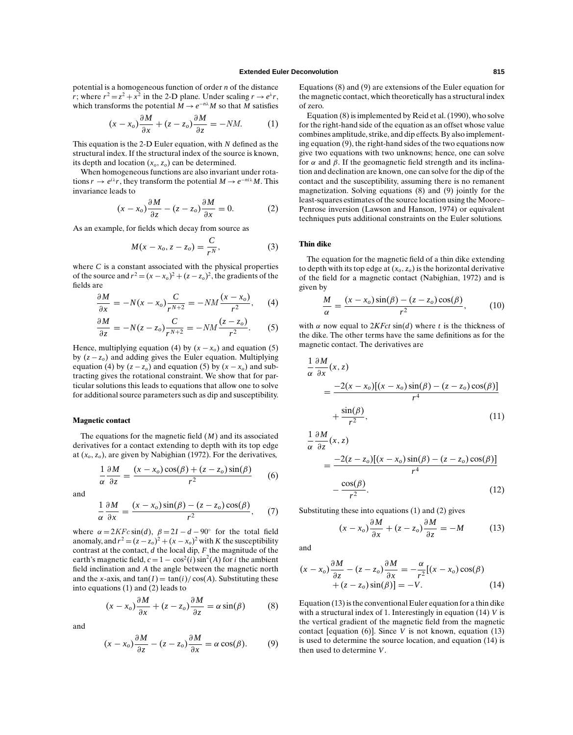potential is a homogeneous function of order $n$ of the distance $r$; where $r^2 = z^2 + x^2$ in the 2-D plane. Under scaling $r \to e^{\lambda} r$, which transforms the potential $M \to e^{-n\lambda} M$ so that $M$ satisfies

$$(x - x_o)\frac{\partial M}{\partial x} + (z - z_o)\frac{\partial M}{\partial z} = -NM. \tag{1}$$

This equation is the 2-D Euler equation, with $N$ defined as the structural index. If the structural index of the source is known, its depth and location $(x_o, z_o)$ can be determined.

When homogeneous functions are also invariant under rotations $r \to e^{i\lambda} r$, they transform the potential $M \to e^{-ni\lambda} M$. This invariance leads to

$$(x - x_o)\frac{\partial M}{\partial z} - (z - z_o)\frac{\partial M}{\partial x} = 0. \tag{2}$$

As an example, for fields which decay from source as

$$M(x - x_o, z - z_o) = \frac{C}{r^N}, \tag{3}$$

where $C$ is a constant associated with the physical properties of the source and $r^2 = (x - x_o)^2 + (z - z_o)^2$, the gradients of the fields are

$$\frac{\partial M}{\partial x} = -N(x - x_o)\frac{C}{r^{N+2}} = -NM\frac{(x - x_o)}{r^2}, \tag{4}$$

$$\frac{\partial M}{\partial z} = -N(z - z_o)\frac{C}{r^{N+2}} = -NM\frac{(z - z_o)}{r^2}. \tag{5}$$

Hence, multiplying equation (4) by $(x - x_o)$ and equation (5) by $(z - z_o)$ and adding gives the Euler equation. Multiplying equation (4) by $(z - z_o)$ and equation (5) by $(x - x_o)$ and subtracting gives the rotational constraint. We show that for particular solutions this leads to equations that allow one to solve for additional source parameters such as dip and susceptibility.

### Magnetic contact

The equations for the magnetic field ($M$) and its associated derivatives for a contact extending to depth with its top edge at $(x_o, z_o)$, are given by Nabighian (1972). For the derivatives,

$$\frac{1}{\alpha}\frac{\partial M}{\partial z} = \frac{(x - x_o)\cos(\beta) + (z - z_o)\sin(\beta)}{r^2} \tag{6}$$

and

$$\frac{1}{\alpha}\frac{\partial M}{\partial x} = \frac{(x - x_o)\sin(\beta) - (z - z_o)\cos(\beta)}{r^2}, \tag{7}$$

where $\alpha = 2KFc\sin(d)$, $\beta = 2I - d - 90^\circ$ for the total field anomaly, and $r^2 = (z - z_o)^2 + (x - x_o)^2$ with $K$ the susceptibility contrast at the contact, $d$ the local dip, $F$ the magnitude of the earth's magnetic field, $c = 1 - \cos^2(i)\sin^2(A)$ for $i$ the ambient field inclination and $A$ the angle between the magnetic north and the $x$-axis, and $\tan(I) = \tan(i)/\cos(A)$. Substituting these into equations (1) and (2) leads to

$$(x - x_o)\frac{\partial M}{\partial x} + (z - z_o)\frac{\partial M}{\partial z} = \alpha\sin(\beta) \tag{8}$$

and

$$(x - x_o)\frac{\partial M}{\partial z} - (z - z_o)\frac{\partial M}{\partial x} = \alpha\cos(\beta). \tag{9}$$

Equations (8) and (9) are extensions of the Euler equation for the magnetic contact, which theoretically has a structural index of zero.

Equation (8) is implemented by Reid et al. (1990), who solve for the right-hand side of the equation as an offset whose value combines amplitude, strike, and dip effects. By also implementing equation (9), the right-hand sides of the two equations now give two equations with two unknowns; hence, one can solve for $\alpha$ and $\beta$. If the geomagnetic field strength and its inclination and declination are known, one can solve for the dip of the contact and the susceptibility, assuming there is no remanent magnetization. Solving equations (8) and (9) jointly for the least-squares estimates of the source location using the Moore–Penrose inversion (Lawson and Hanson, 1974) or equivalent techniques puts additional constraints on the Euler solutions.

### Thin dike

The equation for the magnetic field of a thin dike extending to depth with its top edge at $(x_o, z_o)$ is the horizontal derivative of the field for a magnetic contact (Nabighian, 1972) and is given by

$$\frac{M}{\alpha} = \frac{(x - x_o)\sin(\beta) - (z - z_o)\cos(\beta)}{r^2}, \tag{10}$$

with $\alpha$ now equal to $2KFct\sin(d)$ where $t$ is the thickness of the dike. The other terms have the same definitions as for the magnetic contact. The derivatives are

$$\frac{1}{\alpha}\frac{\partial M}{\partial x}(x, z) = \frac{-2(x - x_o)[(x - x_o)\sin(\beta) - (z - z_o)\cos(\beta)]}{r^4} + \frac{\sin(\beta)}{r^2}, \tag{11}$$

$$\frac{1}{\alpha}\frac{\partial M}{\partial z}(x, z) = \frac{-2(z - z_o)[(x - x_o)\sin(\beta) - (z - z_o)\cos(\beta)]}{r^4} - \frac{\cos(\beta)}{r^2}. \tag{12}$$

Substituting these into equations (1) and (2) gives

$$(x - x_o)\frac{\partial M}{\partial x} + (z - z_o)\frac{\partial M}{\partial z} = -M \tag{13}$$

and

$$(x - x_o)\frac{\partial M}{\partial z} - (z - z_o)\frac{\partial M}{\partial x} = -\frac{\alpha}{r^2}[(x - x_o)\cos(\beta) + (z - z_o)\sin(\beta)] = -V. \tag{14}$$

Equation (13) is the conventional Euler equation for a thin dike with a structural index of 1. Interestingly in equation (14) $V$ is the vertical gradient of the magnetic field from the magnetic contact [equation (6)]. Since $V$ is not known, equation (13) is used to determine the source location, and equation (14) is then used to determine $V$.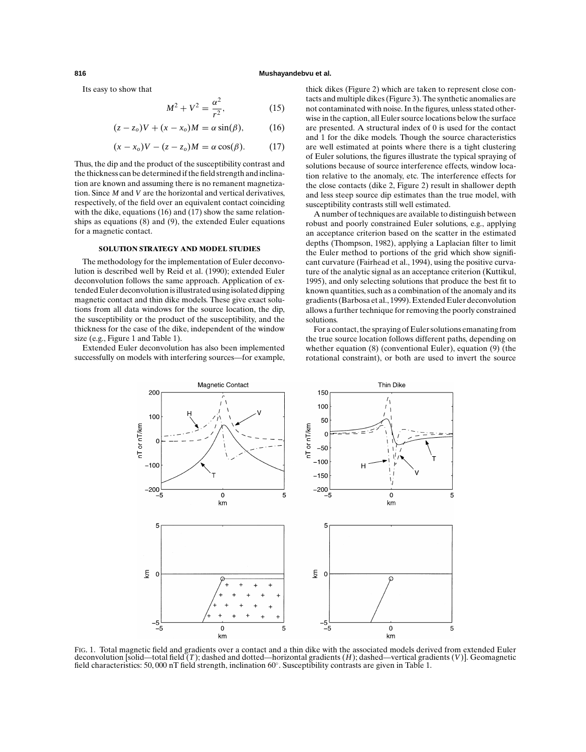Its easy to show that

$$M^2 + V^2 = \frac{\alpha^2}{r^2}, \tag{15}$$

$$(z - z_o)V + (x - x_o)M = \alpha \sin(\beta), \tag{16}$$

$$(x - x_o)V - (z - z_o)M = \alpha \cos(\beta). \tag{17}$$

Thus, the dip and the product of the susceptibility contrast and the thickness can be determined if the field strength and inclination are known and assuming there is no remanent magnetization. Since $M$ and $V$ are the horizontal and vertical derivatives, respectively, of the field over an equivalent contact coinciding with the dike, equations (16) and (17) show the same relationships as equations (8) and (9), the extended Euler equations for a magnetic contact.

## SOLUTION STRATEGY AND MODEL STUDIES

The methodology for the implementation of Euler deconvolution is described well by Reid et al. (1990); extended Euler deconvolution follows the same approach. Application of extended Euler deconvolution is illustrated using isolated dipping magnetic contact and thin dike models. These give exact solutions from all data windows for the source location, the dip, the susceptibility or the product of the susceptibility, and the thickness for the case of the dike, independent of the window size (e.g., Figure 1 and Table 1).

Extended Euler deconvolution has also been implemented successfully on models with interfering sources—for example, thick dikes (Figure 2) which are taken to represent close contacts and multiple dikes (Figure 3). The synthetic anomalies are not contaminated with noise. In the figures, unless stated otherwise in the caption, all Euler source locations below the surface are presented. A structural index of 0 is used for the contact and 1 for the dike models. Though the source characteristics are well estimated at points where there is a tight clustering of Euler solutions, the figures illustrate the typical spraying of solutions because of source interference effects, window location relative to the anomaly, etc. The interference effects for the close contacts (dike 2, Figure 2) result in shallower depth and less steep source dip estimates than the true model, with susceptibility contrasts still well estimated.

A number of techniques are available to distinguish between robust and poorly constrained Euler solutions, e.g., applying an acceptance criterion based on the scatter in the estimated depths (Thompson, 1982), applying a Laplacian filter to limit the Euler method to portions of the grid which show significant curvature (Fairhead et al., 1994), using the positive curvature of the analytic signal as an acceptance criterion (Kuttikul, 1995), and only selecting solutions that produce the best fit to known quantities, such as a combination of the anomaly and its gradients (Barbosa et al., 1999). Extended Euler deconvolution allows a further technique for removing the poorly constrained solutions.

For a contact, the spraying of Euler solutions emanating from the true source location follows different paths, depending on whether equation (8) (conventional Euler), equation (9) (the rotational constraint), or both are used to invert the source

FIG. 1. Total magnetic field and gradients over a contact and a thin dike with the associated models derived from extended Euler deconvolution [solid—total field ($T$); dashed and dotted—horizontal gradients ($H$); dashed—vertical gradients ($V$)]. Geomagnetic field characteristics: 50,000 nT field strength, inclination 60°. Susceptibility contrasts are given in Table 1.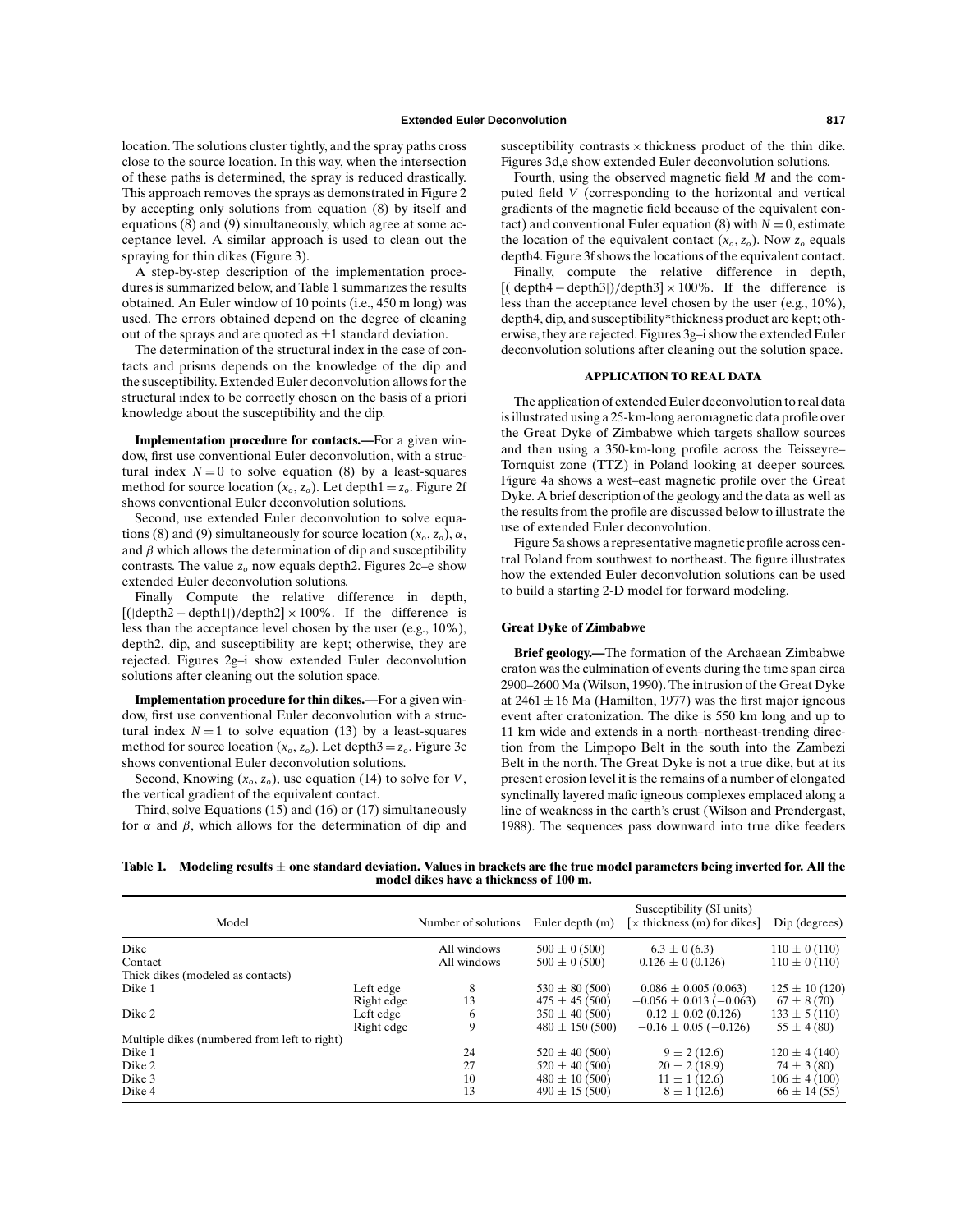location. The solutions cluster tightly, and the spray paths cross close to the source location. In this way, when the intersection of these paths is determined, the spray is reduced drastically. This approach removes the sprays as demonstrated in Figure 2 by accepting only solutions from equation (8) by itself and equations (8) and (9) simultaneously, which agree at some acceptance level. A similar approach is used to clean out the spraying for thin dikes (Figure 3).

A step-by-step description of the implementation procedures is summarized below, and Table 1 summarizes the results obtained. An Euler window of 10 points (i.e., 450 m long) was used. The errors obtained depend on the degree of cleaning out of the sprays and are quoted as ±1 standard deviation.

The determination of the structural index in the case of contacts and prisms depends on the knowledge of the dip and the susceptibility. Extended Euler deconvolution allows for the structural index to be correctly chosen on the basis of a priori knowledge about the susceptibility and the dip.

**Implementation procedure for contacts.—**For a given window, first use conventional Euler deconvolution, with a structural index $N = 0$ to solve equation (8) by a least-squares method for source location $(x_o, z_o)$. Let depth1 $= z_o$. Figure 2f shows conventional Euler deconvolution solutions.

Second, use extended Euler deconvolution to solve equations (8) and (9) simultaneously for source location $(x_o, z_o)$, $\alpha$, and $\beta$ which allows the determination of dip and susceptibility contrasts. The value $z_o$ now equals depth2. Figures 2c–e show extended Euler deconvolution solutions.

Finally Compute the relative difference in depth, $[(|\text{depth2} - \text{depth1}|)/\text{depth2}] \times 100\%$. If the difference is less than the acceptance level chosen by the user (e.g., 10%), depth2, dip, and susceptibility are kept; otherwise, they are rejected. Figures 2g–i show extended Euler deconvolution solutions after cleaning out the solution space.

**Implementation procedure for thin dikes.—**For a given window, first use conventional Euler deconvolution with a structural index $N = 1$ to solve equation (13) by a least-squares method for source location $(x_o, z_o)$. Let depth3 $= z_o$. Figure 3c shows conventional Euler deconvolution solutions.

Second, Knowing $(x_o, z_o)$, use equation (14) to solve for $V$, the vertical gradient of the equivalent contact.

Third, solve Equations (15) and (16) or (17) simultaneously for $\alpha$ and $\beta$, which allows for the determination of dip and susceptibility contrasts × thickness product of the thin dike. Figures 3d,e show extended Euler deconvolution solutions.

Fourth, using the observed magnetic field $M$ and the computed field $V$ (corresponding to the horizontal and vertical gradients of the magnetic field because of the equivalent contact) and conventional Euler equation (8) with $N = 0$, estimate the location of the equivalent contact $(x_o, z_o)$. Now $z_o$ equals depth4. Figure 3f shows the locations of the equivalent contact.

Finally, compute the relative difference in depth, $[(|\text{depth4} - \text{depth3}|)/\text{depth3}] \times 100\%$. If the difference is less than the acceptance level chosen by the user (e.g., 10%), depth4, dip, and susceptibility*thickness product are kept; otherwise, they are rejected. Figures 3g–i show the extended Euler deconvolution solutions after cleaning out the solution space.

## APPLICATION TO REAL DATA

The application of extended Euler deconvolution to real data is illustrated using a 25-km-long aeromagnetic data profile over the Great Dyke of Zimbabwe which targets shallow sources and then using a 350-km-long profile across the Teisseyre–Tornquist zone (TTZ) in Poland looking at deeper sources. Figure 4a shows a west–east magnetic profile over the Great Dyke. A brief description of the geology and the data as well as the results from the profile are discussed below to illustrate the use of extended Euler deconvolution.

Figure 5a shows a representative magnetic profile across central Poland from southwest to northeast. The figure illustrates how the extended Euler deconvolution solutions can be used to build a starting 2-D model for forward modeling.

### Great Dyke of Zimbabwe

**Brief geology.—**The formation of the Archaean Zimbabwe craton was the culmination of events during the time span circa 2900–2600 Ma (Wilson, 1990). The intrusion of the Great Dyke at 2461 ± 16 Ma (Hamilton, 1977) was the first major igneous event after cratonization. The dike is 550 km long and up to 11 km wide and extends in a north–northeast-trending direction from the Limpopo Belt in the south into the Zambezi Belt in the north. The Great Dyke is not a true dike, but at its present erosion level it is the remains of a number of elongated synclinally layered mafic igneous complexes emplaced along a line of weakness in the earth's crust (Wilson and Prendergast, 1988). The sequences pass downward into true dike feeders

**Table 1. Modeling results ± one standard deviation. Values in brackets are the true model parameters being inverted for. All the model dikes have a thickness of 100 m.**

| Model | | Number of solutions | Euler depth (m) | Susceptibility (SI units) [× thickness (m) for dikes] | Dip (degrees) |
|---|---|---|---|---|---|
| Dike | | All windows | 500 ± 0 (500) | 6.3 ± 0 (6.3) | 110 ± 0 (110) |
| Contact | | All windows | 500 ± 0 (500) | 0.126 ± 0 (0.126) | 110 ± 0 (110) |
| Thick dikes (modeled as contacts) | | | | | |
| Dike 1 | Left edge | 8 | 530 ± 80 (500) | 0.086 ± 0.005 (0.063) | 125 ± 10 (120) |
| | Right edge | 13 | 475 ± 45 (500) | −0.056 ± 0.013 (−0.063) | 67 ± 8 (70) |
| Dike 2 | Left edge | 6 | 350 ± 40 (500) | 0.12 ± 0.02 (0.126) | 133 ± 5 (110) |
| | Right edge | 9 | 480 ± 150 (500) | −0.16 ± 0.05 (−0.126) | 55 ± 4 (80) |
| Multiple dikes (numbered from left to right) | | | | | |
| Dike 1 | | 24 | 520 ± 40 (500) | 9 ± 2 (12.6) | 120 ± 4 (140) |
| Dike 2 | | 27 | 520 ± 40 (500) | 20 ± 2 (18.9) | 74 ± 3 (80) |
| Dike 3 | | 10 | 480 ± 10 (500) | 11 ± 1 (12.6) | 106 ± 4 (100) |
| Dike 4 | | 13 | 490 ± 15 (500) | 8 ± 1 (12.6) | 66 ± 14 (55) |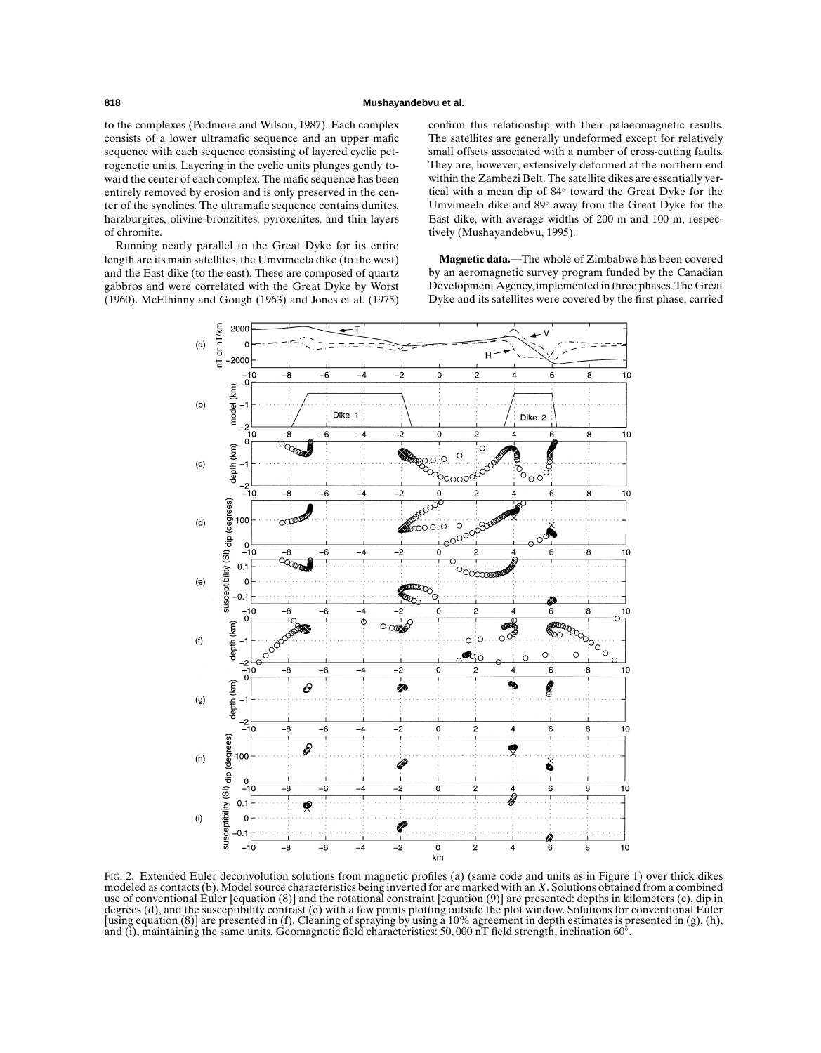to the complexes (Podmore and Wilson, 1987). Each complex consists of a lower ultramafic sequence and an upper mafic sequence with each sequence consisting of layered cyclic petrogenetic units. Layering in the cyclic units plunges gently toward the center of each complex. The mafic sequence has been entirely removed by erosion and is only preserved in the center of the synclines. The ultramafic sequence contains dunites, harzburgites, olivine-bronzitites, pyroxenites, and thin layers of chromite.

Running nearly parallel to the Great Dyke for its entire length are its main satellites, the Umvimeela dike (to the west) and the East dike (to the east). These are composed of quartz gabbros and were correlated with the Great Dyke by Worst (1960). McElhinny and Gough (1963) and Jones et al. (1975) confirm this relationship with their palaeomagnetic results. The satellites are generally undeformed except for relatively small offsets associated with a number of cross-cutting faults. They are, however, extensively deformed at the northern end within the Zambezi Belt. The satellite dikes are essentially vertical with a mean dip of 84° toward the Great Dyke for the Umvimeela dike and 89° away from the Great Dyke for the East dike, with average widths of 200 m and 100 m, respectively (Mushayandebvu, 1995).

**Magnetic data.—**The whole of Zimbabwe has been covered by an aeromagnetic survey program funded by the Canadian Development Agency, implemented in three phases. The Great Dyke and its satellites were covered by the first phase, carried

FIG. 2. Extended Euler deconvolution solutions from magnetic profiles (a) (same code and units as in Figure 1) over thick dikes modeled as contacts (b). Model source characteristics being inverted for are marked with an $X$. Solutions obtained from a combined use of conventional Euler [equation (8)] and the rotational constraint [equation (9)] are presented: depths in kilometers (c), dip in degrees (d), and the susceptibility contrast (e) with a few points plotting outside the plot window. Solutions for conventional Euler [using equation (8)] are presented in (f). Cleaning of spraying by using a 10% agreement in depth estimates is presented in (g), (h), and (i), maintaining the same units. Geomagnetic field characteristics: 50,000 nT field strength, inclination 60°.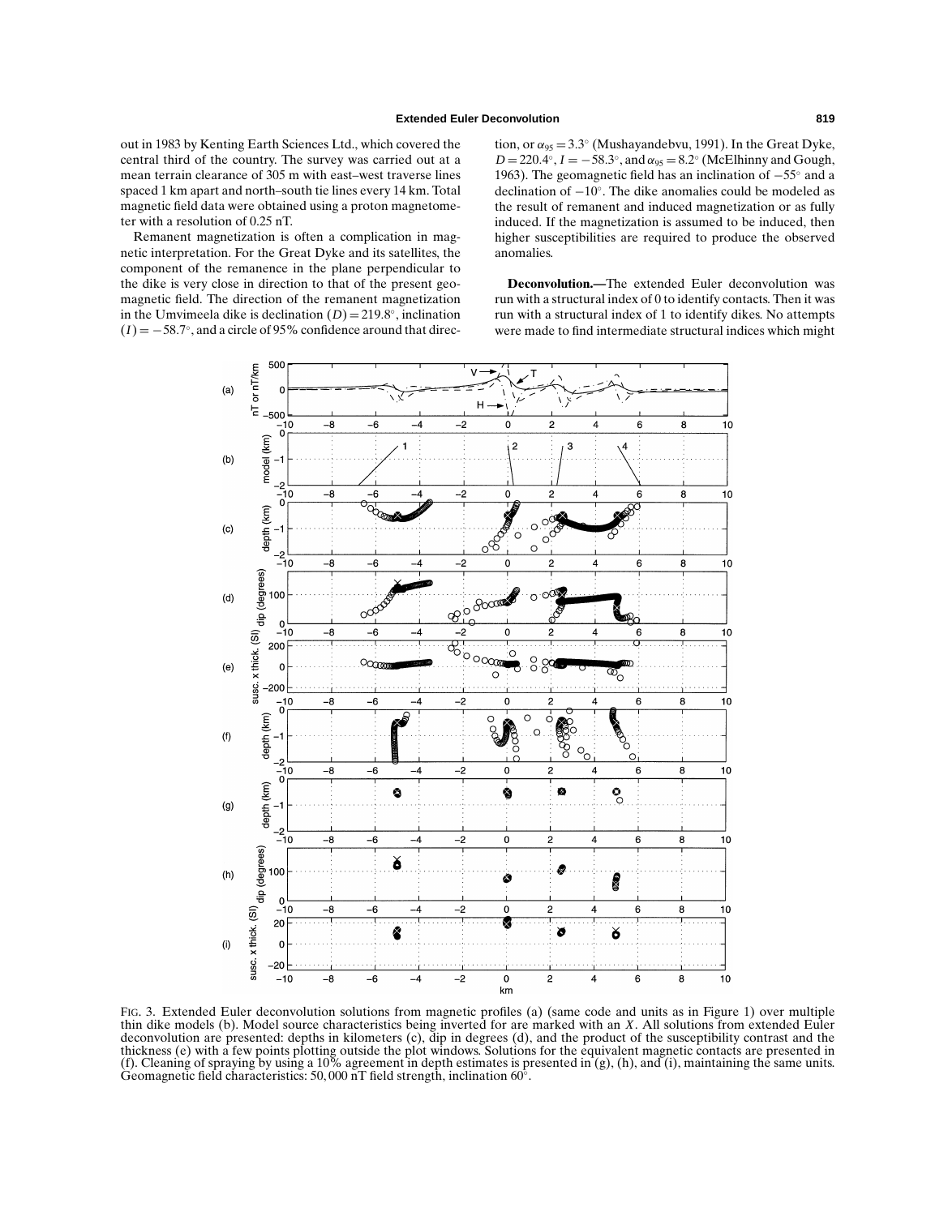out in 1983 by Kenting Earth Sciences Ltd., which covered the central third of the country. The survey was carried out at a mean terrain clearance of 305 m with east–west traverse lines spaced 1 km apart and north–south tie lines every 14 km. Total magnetic field data were obtained using a proton magnetometer with a resolution of 0.25 nT.

Remanent magnetization is often a complication in magnetic interpretation. For the Great Dyke and its satellites, the component of the remanence in the plane perpendicular to the dike is very close in direction to that of the present geomagnetic field. The direction of the remanent magnetization in the Umvimeela dike is declination $(D) = 219.8^{\circ}$, inclination $(I) = -58.7^{\circ}$, and a circle of 95% confidence around that direction, or $\alpha_{95} = 3.3^{\circ}$ (Mushayandebvu, 1991). In the Great Dyke, $D = 220.4^{\circ}$, $I = -58.3^{\circ}$, and $\alpha_{95} = 8.2^{\circ}$ (McElhinny and Gough, 1963). The geomagnetic field has an inclination of $-55^{\circ}$ and a declination of $-10^{\circ}$. The dike anomalies could be modeled as the result of remanent and induced magnetization or as fully induced. If the magnetization is assumed to be induced, then higher susceptibilities are required to produce the observed anomalies.

**Deconvolution.—**The extended Euler deconvolution was run with a structural index of 0 to identify contacts. Then it was run with a structural index of 1 to identify dikes. No attempts were made to find intermediate structural indices which might

FIG. 3. Extended Euler deconvolution solutions from magnetic profiles (a) (same code and units as in Figure 1) over multiple thin dike models (b). Model source characteristics being inverted for are marked with an $X$. All solutions from extended Euler deconvolution are presented: depths in kilometers (c), dip in degrees (d), and the product of the susceptibility contrast and the thickness (e) with a few points plotting outside the plot windows. Solutions for the equivalent magnetic contacts are presented in (f). Cleaning of spraying by using a 10% agreement in depth estimates is presented in (g), (h), and (i), maintaining the same units. Geomagnetic field characteristics: 50,000 nT field strength, inclination 60°.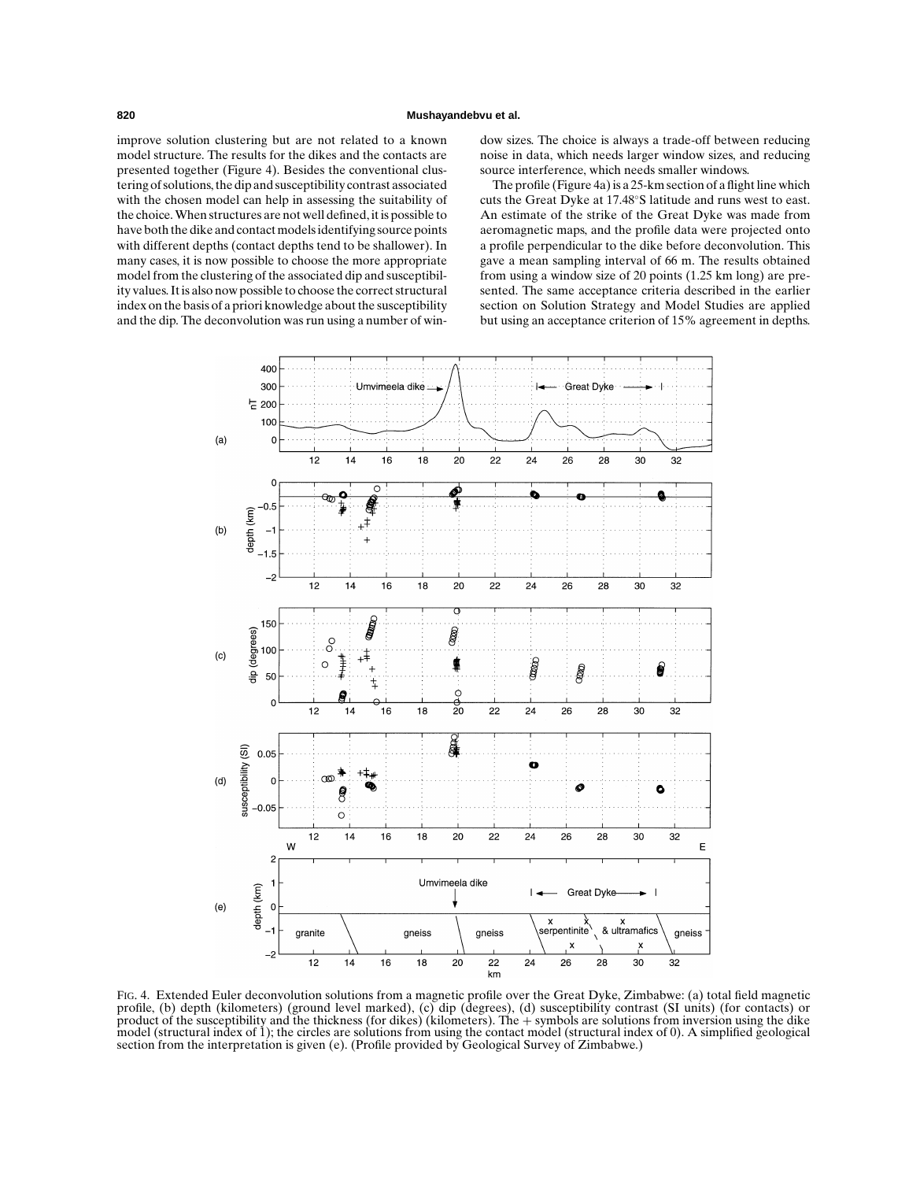improve solution clustering but are not related to a known model structure. The results for the dikes and the contacts are presented together (Figure 4). Besides the conventional clustering of solutions, the dip and susceptibility contrast associated with the chosen model can help in assessing the suitability of the choice. When structures are not well defined, it is possible to have both the dike and contact models identifying source points with different depths (contact depths tend to be shallower). In many cases, it is now possible to choose the more appropriate model from the clustering of the associated dip and susceptibility values. It is also now possible to choose the correct structural index on the basis of a priori knowledge about the susceptibility and the dip. The deconvolution was run using a number of window sizes. The choice is always a trade-off between reducing noise in data, which needs larger window sizes, and reducing source interference, which needs smaller windows.

The profile (Figure 4a) is a 25-km section of a flight line which cuts the Great Dyke at 17.48°S latitude and runs west to east. An estimate of the strike of the Great Dyke was made from aeromagnetic maps, and the profile data were projected onto a profile perpendicular to the dike before deconvolution. This gave a mean sampling interval of 66 m. The results obtained from using a window size of 20 points (1.25 km long) are presented. The same acceptance criteria described in the earlier section on Solution Strategy and Model Studies are applied but using an acceptance criterion of 15% agreement in depths.

FIG. 4. Extended Euler deconvolution solutions from a magnetic profile over the Great Dyke, Zimbabwe: (a) total field magnetic profile, (b) depth (kilometers) (ground level marked), (c) dip (degrees), (d) susceptibility contrast (SI units) (for contacts) or product of the susceptibility and the thickness (for dikes) (kilometers). The + symbols are solutions from inversion using the dike model (structural index of 1); the circles are solutions from using the contact model (structural index of 0). A simplified geological section from the interpretation is given (e). (Profile provided by Geological Survey of Zimbabwe.)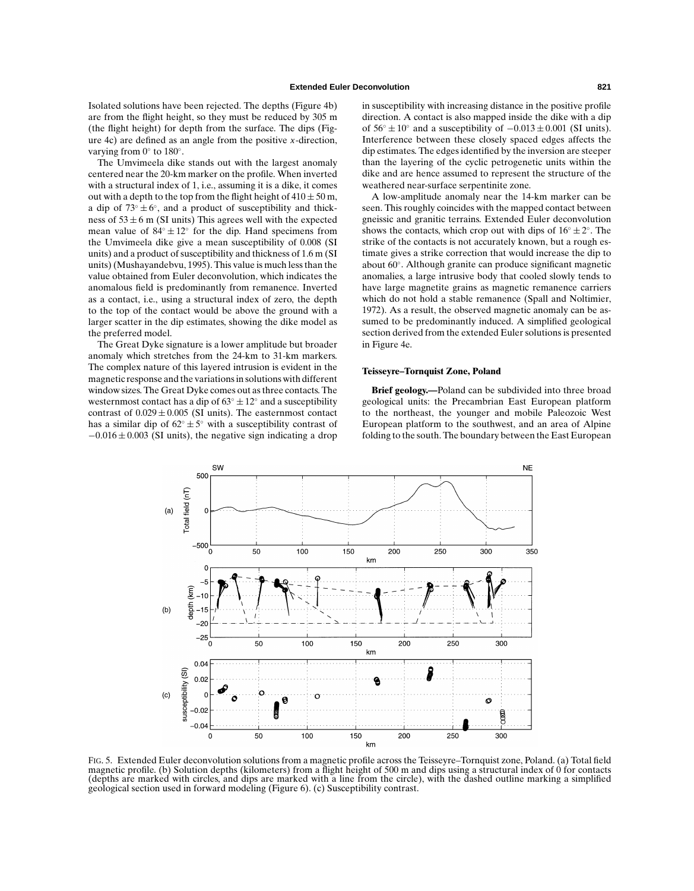Isolated solutions have been rejected. The depths (Figure 4b) are from the flight height, so they must be reduced by 305 m (the flight height) for depth from the surface. The dips (Figure 4c) are defined as an angle from the positive $x$-direction, varying from $0^\circ$ to $180^\circ$.

The Umvimeela dike stands out with the largest anomaly centered near the 20-km marker on the profile. When inverted with a structural index of 1, i.e., assuming it is a dike, it comes out with a depth to the top from the flight height of $410 \pm 50$ m, a dip of $73^\circ \pm 6^\circ$, and a product of susceptibility and thickness of $53 \pm 6$ m (SI units) This agrees well with the expected mean value of $84^\circ \pm 12^\circ$ for the dip. Hand specimens from the Umvimeela dike give a mean susceptibility of 0.008 (SI units) and a product of susceptibility and thickness of 1.6 m (SI units) (Mushayandebvu, 1995). This value is much less than the value obtained from Euler deconvolution, which indicates the anomalous field is predominantly from remanence. Inverted as a contact, i.e., using a structural index of zero, the depth to the top of the contact would be above the ground with a larger scatter in the dip estimates, showing the dike model as the preferred model.

The Great Dyke signature is a lower amplitude but broader anomaly which stretches from the 24-km to 31-km markers. The complex nature of this layered intrusion is evident in the magnetic response and the variations in solutions with different window sizes. The Great Dyke comes out as three contacts. The westernmost contact has a dip of $63^\circ \pm 12^\circ$ and a susceptibility contrast of $0.029 \pm 0.005$ (SI units). The easternmost contact has a similar dip of $62^\circ \pm 5^\circ$ with a susceptibility contrast of $-0.016 \pm 0.003$ (SI units), the negative sign indicating a drop in susceptibility with increasing distance in the positive profile direction. A contact is also mapped inside the dike with a dip of $56^\circ \pm 10^\circ$ and a susceptibility of $-0.013 \pm 0.001$ (SI units). Interference between these closely spaced edges affects the dip estimates. The edges identified by the inversion are steeper than the layering of the cyclic petrogenetic units within the dike and are hence assumed to represent the structure of the weathered near-surface serpentinite zone.

A low-amplitude anomaly near the 14-km marker can be seen. This roughly coincides with the mapped contact between gneissic and granitic terrains. Extended Euler deconvolution shows the contacts, which crop out with dips of $16^\circ \pm 2^\circ$. The strike of the contacts is not accurately known, but a rough estimate gives a strike correction that would increase the dip to about $60^\circ$. Although granite can produce significant magnetic anomalies, a large intrusive body that cooled slowly tends to have large magnetite grains as magnetic remanence carriers which do not hold a stable remanence (Spall and Noltimier, 1972). As a result, the observed magnetic anomaly can be assumed to be predominantly induced. A simplified geological section derived from the extended Euler solutions is presented in Figure 4e.

### Teisseyre–Tornquist Zone, Poland

**Brief geology.—**Poland can be subdivided into three broad geological units: the Precambrian East European platform to the northeast, the younger and mobile Paleozoic West European platform to the southwest, and an area of Alpine folding to the south. The boundary between the East European

FIG. 5. Extended Euler deconvolution solutions from a magnetic profile across the Teisseyre–Tornquist zone, Poland. (a) Total field magnetic profile. (b) Solution depths (kilometers) from a flight height of 500 m and dips using a structural index of 0 for contacts (depths are marked with circles, and dips are marked with a line from the circle), with the dashed outline marking a simplified geological section used in forward modeling (Figure 6). (c) Susceptibility contrast.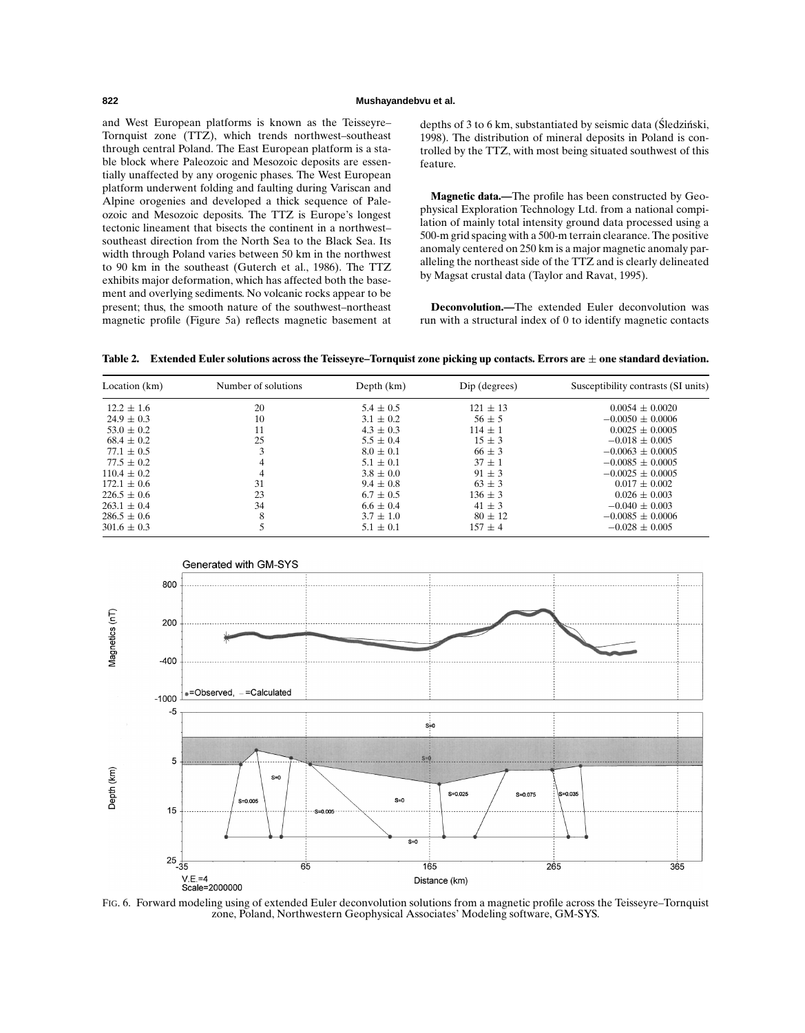and West European platforms is known as the Teisseyre–Tornquist zone (TTZ), which trends northwest–southeast through central Poland. The East European platform is a stable block where Paleozoic and Mesozoic deposits are essentially unaffected by any orogenic phases. The West European platform underwent folding and faulting during Variscan and Alpine orogenies and developed a thick sequence of Paleozoic and Mesozoic deposits. The TTZ is Europe's longest tectonic lineament that bisects the continent in a northwest–southeast direction from the North Sea to the Black Sea. Its width through Poland varies between 50 km in the northwest to 90 km in the southeast (Guterch et al., 1986). The TTZ exhibits major deformation, which has affected both the basement and overlying sediments. No volcanic rocks appear to be present; thus, the smooth nature of the southwest–northeast magnetic profile (Figure 5a) reflects magnetic basement at depths of 3 to 6 km, substantiated by seismic data (Śledziński, 1998). The distribution of mineral deposits in Poland is controlled by the TTZ, with most being situated southwest of this feature.

**Magnetic data.—**The profile has been constructed by Geophysical Exploration Technology Ltd. from a national compilation of mainly total intensity ground data processed using a 500-m grid spacing with a 500-m terrain clearance. The positive anomaly centered on 250 km is a major magnetic anomaly paralleling the northeast side of the TTZ and is clearly delineated by Magsat crustal data (Taylor and Ravat, 1995).

**Deconvolution.—**The extended Euler deconvolution was run with a structural index of 0 to identify magnetic contacts

**Table 2. Extended Euler solutions across the Teisseyre–Tornquist zone picking up contacts. Errors are ± one standard deviation.**

| Location (km) | Number of solutions | Depth (km) | Dip (degrees) | Susceptibility contrasts (SI units) |
|---|---|---|---|---|
| 12.2 ± 1.6 | 20 | 5.4 ± 0.5 | 121 ± 13 | 0.0054 ± 0.0020 |
| 24.9 ± 0.3 | 10 | 3.1 ± 0.2 | 56 ± 5 | −0.0050 ± 0.0006 |
| 53.0 ± 0.2 | 11 | 4.3 ± 0.3 | 114 ± 1 | 0.0025 ± 0.0005 |
| 68.4 ± 0.2 | 25 | 5.5 ± 0.4 | 15 ± 3 | −0.018 ± 0.005 |
| 77.1 ± 0.5 | 3 | 8.0 ± 0.1 | 66 ± 3 | −0.0063 ± 0.0005 |
| 77.5 ± 0.2 | 4 | 5.1 ± 0.1 | 37 ± 1 | −0.0085 ± 0.0005 |
| 110.4 ± 0.2 | 4 | 3.8 ± 0.0 | 91 ± 3 | −0.0025 ± 0.0005 |
| 172.1 ± 0.6 | 31 | 9.4 ± 0.8 | 63 ± 3 | 0.017 ± 0.002 |
| 226.5 ± 0.6 | 23 | 6.7 ± 0.5 | 136 ± 3 | 0.026 ± 0.003 |
| 263.1 ± 0.4 | 34 | 6.6 ± 0.4 | 41 ± 3 | −0.040 ± 0.003 |
| 286.5 ± 0.6 | 8 | 3.7 ± 1.0 | 80 ± 12 | −0.0085 ± 0.0006 |
| 301.6 ± 0.3 | 5 | 5.1 ± 0.1 | 157 ± 4 | −0.028 ± 0.005 |

FIG. 6. Forward modeling using of extended Euler deconvolution solutions from a magnetic profile across the Teisseyre–Tornquist zone, Poland, Northwestern Geophysical Associates' Modeling software, GM-SYS.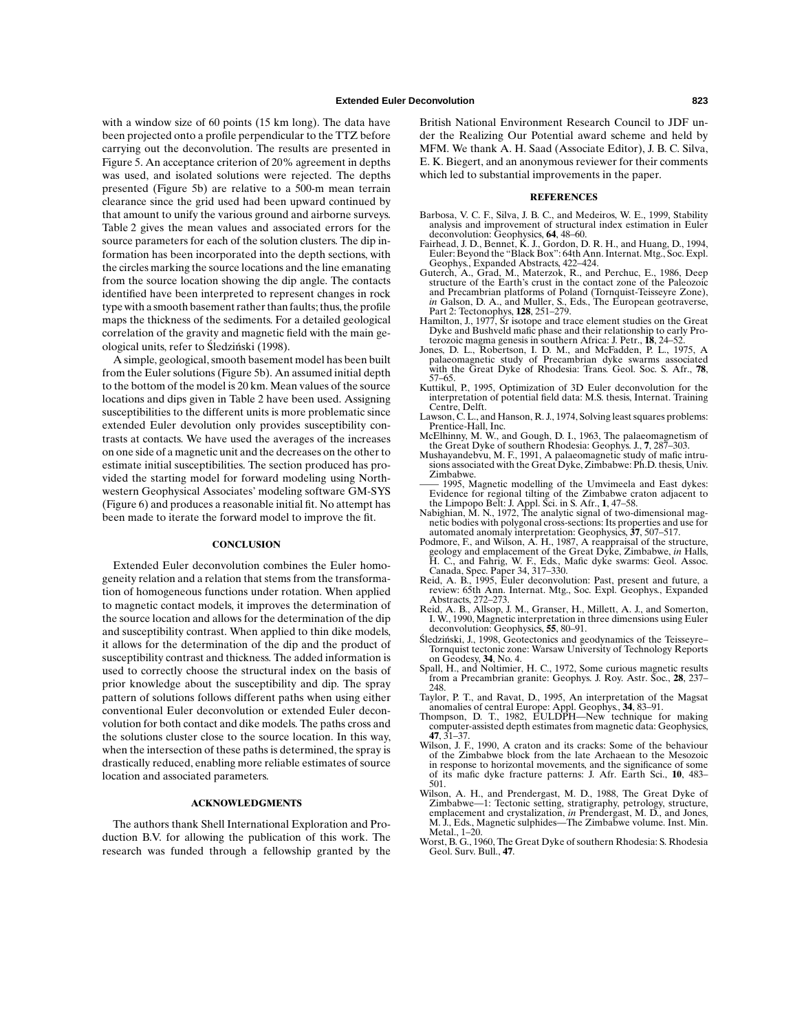with a window size of 60 points (15 km long). The data have been projected onto a profile perpendicular to the TTZ before carrying out the deconvolution. The results are presented in Figure 5. An acceptance criterion of 20% agreement in depths was used, and isolated solutions were rejected. The depths presented (Figure 5b) are relative to a 500-m mean terrain clearance since the grid used had been upward continued by that amount to unify the various ground and airborne surveys. Table 2 gives the mean values and associated errors for the source parameters for each of the solution clusters. The dip information has been incorporated into the depth sections, with the circles marking the source locations and the line emanating from the source location showing the dip angle. The contacts identified have been interpreted to represent changes in rock type with a smooth basement rather than faults; thus, the profile maps the thickness of the sediments. For a detailed geological correlation of the gravity and magnetic field with the main geological units, refer to Śledziński (1998).

A simple, geological, smooth basement model has been built from the Euler solutions (Figure 5b). An assumed initial depth to the bottom of the model is 20 km. Mean values of the source locations and dips given in Table 2 have been used. Assigning susceptibilities to the different units is more problematic since extended Euler devolution only provides susceptibility contrasts at contacts. We have used the averages of the increases on one side of a magnetic unit and the decreases on the other to estimate initial susceptibilities. The section produced has provided the starting model for forward modeling using Northwestern Geophysical Associates' modeling software GM-SYS (Figure 6) and produces a reasonable initial fit. No attempt has been made to iterate the forward model to improve the fit.

## CONCLUSION

Extended Euler deconvolution combines the Euler homogeneity relation and a relation that stems from the transformation of homogeneous functions under rotation. When applied to magnetic contact models, it improves the determination of the source location and allows for the determination of the dip and susceptibility contrast. When applied to thin dike models, it allows for the determination of the dip and the product of susceptibility contrast and thickness. The added information is used to correctly choose the structural index on the basis of prior knowledge about the susceptibility and dip. The spray pattern of solutions follows different paths when using either conventional Euler deconvolution or extended Euler deconvolution for both contact and dike models. The paths cross and the solutions cluster close to the source location. In this way, when the intersection of these paths is determined, the spray is drastically reduced, enabling more reliable estimates of source location and associated parameters.

## ACKNOWLEDGMENTS

The authors thank Shell International Exploration and Production B.V. for allowing the publication of this work. The research was funded through a fellowship granted by the British National Environment Research Council to JDF under the Realizing Our Potential award scheme and held by MFM. We thank A. H. Saad (Associate Editor), J. B. C. Silva, E. K. Biegert, and an anonymous reviewer for their comments which led to substantial improvements in the paper.

## REFERENCES

Barbosa, V. C. F., Silva, J. B. C., and Medeiros, W. E., 1999, Stability analysis and improvement of structural index estimation in Euler deconvolution: Geophysics, **64**, 48–60.

Fairhead, J. D., Bennet, K. J., Gordon, D. R. H., and Huang, D., 1994, Euler: Beyond the "Black Box": 64th Ann. Internat. Mtg., Soc. Expl. Geophys., Expanded Abstracts, 422–424.

Guterch, A., Grad, M., Materzok, R., and Perchuc, E., 1986, Deep structure of the Earth's crust in the contact zone of the Paleozoic and Precambrian platforms of Poland (Tornquist-Teisseyre Zone), *in* Galson, D. A., and Muller, S., Eds., The European geotraverse, Part 2: Tectonophys, **128**, 251–279.

Hamilton, J., 1977, Sr isotope and trace element studies on the Great Dyke and Bushveld mafic phase and their relationship to early Proterozoic magma genesis in southern Africa: J. Petr., **18**, 24–52.

Jones, D. L., Robertson, I. D. M., and McFadden, P. L., 1975, A palaeomagnetic study of Precambrian dyke swarms associated with the Great Dyke of Rhodesia: Trans. Geol. Soc. S. Afr., **78**, 57–65.

Kuttikul, P., 1995, Optimization of 3D Euler deconvolution for the interpretation of potential field data: M.S. thesis, Internat. Training Centre, Delft.

Lawson, C. L., and Hanson, R. J., 1974, Solving least squares problems: Prentice-Hall, Inc.

McElhinny, M. W., and Gough, D. I., 1963, The palaeomagnetism of the Great Dyke of southern Rhodesia: Geophys. J., **7**, 287–303.

Mushayandebvu, M. F., 1991, A palaeomagnetic study of mafic intrusions associated with the Great Dyke, Zimbabwe: Ph.D. thesis, Univ. Zimbabwe.

—— 1995, Magnetic modelling of the Umvimeela and East dykes: Evidence for regional tilting of the Zimbabwe craton adjacent to the Limpopo Belt: J. Appl. Sci. in S. Afr., **1**, 47–58.

Nabighian, M. N., 1972, The analytic signal of two-dimensional magnetic bodies with polygonal cross-sections: Its properties and use for automated anomaly interpretation: Geophysics, **37**, 507–517.

Podmore, F., and Wilson, A. H., 1987, A reappraisal of the structure, geology and emplacement of the Great Dyke, Zimbabwe, *in* Halls, H. C., and Fahrig, W. F., Eds., Mafic dyke swarms: Geol. Assoc. Canada, Spec. Paper 34, 317–330.

Reid, A. B., 1995, Euler deconvolution: Past, present and future, a review: 65th Ann. Internat. Mtg., Soc. Expl. Geophys., Expanded Abstracts, 272–273.

Reid, A. B., Allsop, J. M., Granser, H., Millett, A. J., and Somerton, I. W., 1990, Magnetic interpretation in three dimensions using Euler deconvolution: Geophysics, **55**, 80–91.

Śledziński, J., 1998, Geotectonics and geodynamics of the Teisseyre–Tornquist tectonic zone: Warsaw University of Technology Reports on Geodesy, **34**, No. 4.

Spall, H., and Noltimier, H. C., 1972, Some curious magnetic results from a Precambrian granite: Geophys. J. Roy. Astr. Soc., **28**, 237–248.

Taylor, P. T., and Ravat, D., 1995, An interpretation of the Magsat anomalies of central Europe: Appl. Geophys., **34**, 83–91.

Thompson, D. T., 1982, EULDPH—New technique for making computer-assisted depth estimates from magnetic data: Geophysics, **47**, 31–37.

Wilson, J. F., 1990, A craton and its cracks: Some of the behaviour of the Zimbabwe block from the late Archaean to the Mesozoic in response to horizontal movements, and the significance of some of its mafic dyke fracture patterns: J. Afr. Earth Sci., **10**, 483–501.

Wilson, A. H., and Prendergast, M. D., 1988, The Great Dyke of Zimbabwe—1: Tectonic setting, stratigraphy, petrology, structure, emplacement and crystalization, *in* Prendergast, M. D., and Jones, M. J., Eds., Magnetic sulphides—The Zimbabwe volume. Inst. Min. Metal., 1–20.

Worst, B. G., 1960, The Great Dyke of southern Rhodesia: S. Rhodesia Geol. Surv. Bull., **47**.